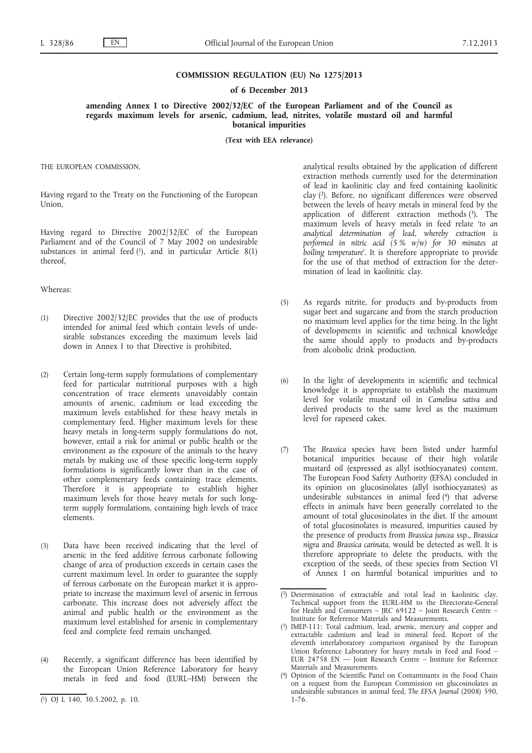**COMMISSION REGULATION (EU) No 1275/2013**

**of 6 December 2013**

**amending Annex I to Directive 2002/32/EC of the European Parliament and of the Council as regards maximum levels for arsenic, cadmium, lead, nitrites, volatile mustard oil and harmful botanical impurities**

**(Text with EEA relevance)**

THE EUROPEAN COMMISSION,

Having regard to the Treaty on the Functioning of the European Union,

Having regard to Directive 2002/32/EC of the European Parliament and of the Council of 7 May 2002 on undesirable substances in animal feed [1], and in particular Article 8(1) thereof,

Whereas:

(1) Directive 2002/32/EC provides that the use of products intended for animal feed which contain levels of undesirable substances exceeding the maximum levels laid down in Annex I to that Directive is prohibited.

(2) Certain long-term supply formulations of complementary feed for particular nutritional purposes with a high concentration of trace elements unavoidably contain amounts of arsenic, cadmium or lead exceeding the maximum levels established for these heavy metals in complementary feed. Higher maximum levels for these heavy metals in long-term supply formulations do not, however, entail a risk for animal or public health or the environment as the exposure of the animals to the heavy metals by making use of these specific long-term supply formulations is significantly lower than in the case of other complementary feeds containing trace elements. Therefore it is appropriate to establish higher maximum levels for those heavy metals for such long-term supply formulations, containing high levels of trace elements.

(3) Data have been received indicating that the level of arsenic in the feed additive ferrous carbonate following change of area of production exceeds in certain cases the current maximum level. In order to guarantee the supply of ferrous carbonate on the European market it is appropriate to increase the maximum level of arsenic in ferrous carbonate. This increase does not adversely affect the animal and public health or the environment as the maximum level established for arsenic in complementary feed and complete feed remain unchanged.

(4) Recently, a significant difference has been identified by the European Union Reference Laboratory for heavy metals in feed and food (EURL–HM) between the analytical results obtained by the application of different extraction methods currently used for the determination of lead in kaolinitic clay and feed containing kaolinitic clay [2]. Before, no significant differences were observed between the levels of heavy metals in mineral feed by the application of different extraction methods [3]. The maximum levels of heavy metals in feed relate '*to an analytical determination of lead, whereby extraction is performed in nitric acid (5 % w/w) for 30 minutes at boiling temperature*'. It is therefore appropriate to provide for the use of that method of extraction for the determination of lead in kaolinitic clay.

(5) As regards nitrite, for products and by-products from sugar beet and sugarcane and from the starch production no maximum level applies for the time being. In the light of developments in scientific and technical knowledge the same should apply to products and by-products from alcoholic drink production.

(6) In the light of developments in scientific and technical knowledge it is appropriate to establish the maximum level for volatile mustard oil in *Camelina sativa* and derived products to the same level as the maximum level for rapeseed cakes.

(7) The *Brassica* species have been listed under harmful botanical impurities because of their high volatile mustard oil (expressed as allyl isothiocyanates) content. The European Food Safety Authority (EFSA) concluded in its opinion on glucosinolates (allyl isothiocyanates) as undesirable substances in animal feed [4] that adverse effects in animals have been generally correlated to the amount of total glucosinolates in the diet. If the amount of total glucosinolates is measured, impurities caused by the presence of products from *Brassica juncea* ssp., *Brassica nigra* and *Brassica carinata*, would be detected as well. It is therefore appropriate to delete the products, with the exception of the seeds, of these species from Section VI of Annex I on harmful botanical impurities and to

---

[1] OJ L 140, 30.5.2002, p. 10.

[2] Determination of extractable and total lead in kaolinitic clay. Technical support from the EURL-HM to the Directorate-General for Health and Consumers – JRC 69122 – Joint Research Centre – Institute for Reference Materials and Measurements.

[3] IMEP-111: Total cadmium, lead, arsenic, mercury and copper and extractable cadmium and lead in mineral feed. Report of the eleventh interlaboratory comparison organised by the European Union Reference Laboratory for heavy metals in Feed and Food – EUR 24758 EN — Joint Research Centre – Institute for Reference Materials and Measurements.

[4] Opinion of the Scientific Panel on Contaminants in the Food Chain on a request from the European Commission on glucosinolates as undesirable substances in animal feed, *The EFSA Journal* (2008) 590, 1-76.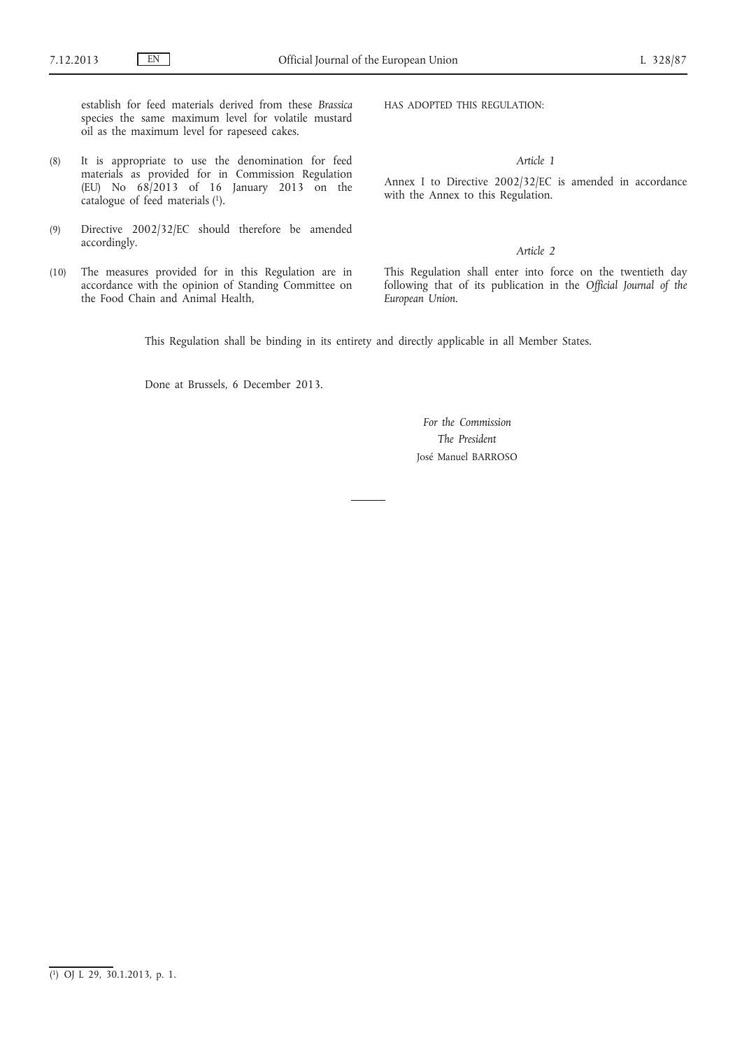establish for feed materials derived from these *Brassica* species the same maximum level for volatile mustard oil as the maximum level for rapeseed cakes.

(8) It is appropriate to use the denomination for feed materials as provided for in Commission Regulation (EU) No 68/2013 of 16 January 2013 on the catalogue of feed materials [1].

(9) Directive 2002/32/EC should therefore be amended accordingly.

(10) The measures provided for in this Regulation are in accordance with the opinion of Standing Committee on the Food Chain and Animal Health,

HAS ADOPTED THIS REGULATION:

*Article 1*

Annex I to Directive 2002/32/EC is amended in accordance with the Annex to this Regulation.

*Article 2*

This Regulation shall enter into force on the twentieth day following that of its publication in the *Official Journal of the European Union*.

This Regulation shall be binding in its entirety and directly applicable in all Member States.

Done at Brussels, 6 December 2013.

*For the Commission*

*The President*

José Manuel BARROSO

---

[1] OJ L 29, 30.1.2013, p. 1.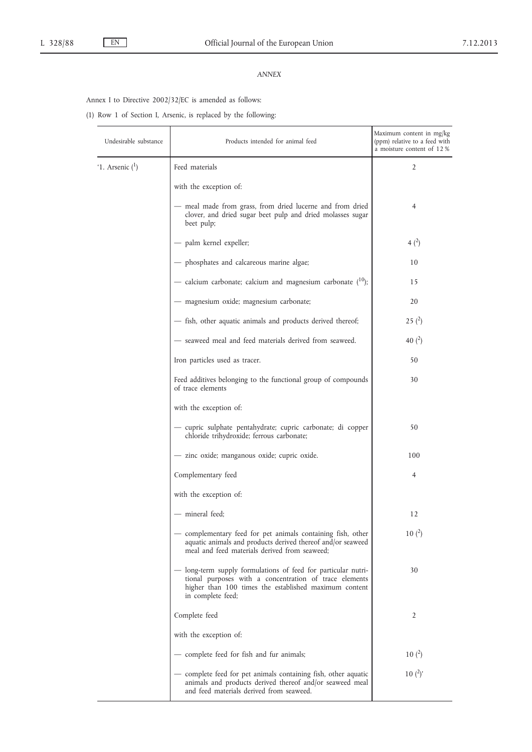*ANNEX*

Annex I to Directive 2002/32/EC is amended as follows:

(1) Row 1 of Section I, Arsenic, is replaced by the following:

| Undesirable substance | Products intended for animal feed | Maximum content in mg/kg (ppm) relative to a feed with a moisture content of 12 % |
|---|---|---|
| '1. Arsenic [1] | Feed materials | 2 |
| | with the exception of: | |
| | — meal made from grass, from dried lucerne and from dried clover, and dried sugar beet pulp and dried molasses sugar beet pulp; | 4 |
| | — palm kernel expeller; | 4 [2] |
| | — phosphates and calcareous marine algae; | 10 |
| | — calcium carbonate; calcium and magnesium carbonate [10]; | 15 |
| | — magnesium oxide; magnesium carbonate; | 20 |
| | — fish, other aquatic animals and products derived thereof; | 25 [2] |
| | — seaweed meal and feed materials derived from seaweed. | 40 [2] |
| | Iron particles used as tracer. | 50 |
| | Feed additives belonging to the functional group of compounds of trace elements | 30 |
| | with the exception of: | |
| | — cupric sulphate pentahydrate; cupric carbonate; di copper chloride trihydroxide; ferrous carbonate; | 50 |
| | — zinc oxide; manganous oxide; cupric oxide. | 100 |
| | Complementary feed | 4 |
| | with the exception of: | |
| | — mineral feed; | 12 |
| | — complementary feed for pet animals containing fish, other aquatic animals and products derived thereof and/or seaweed meal and feed materials derived from seaweed; | 10 [2] |
| | — long-term supply formulations of feed for particular nutritional purposes with a concentration of trace elements higher than 100 times the established maximum content in complete feed; | 30 |
| | Complete feed | 2 |
| | with the exception of: | |
| | — complete feed for fish and fur animals; | 10 [2] |
| | — complete feed for pet animals containing fish, other aquatic animals and products derived thereof and/or seaweed meal and feed materials derived from seaweed. | 10 [2]' |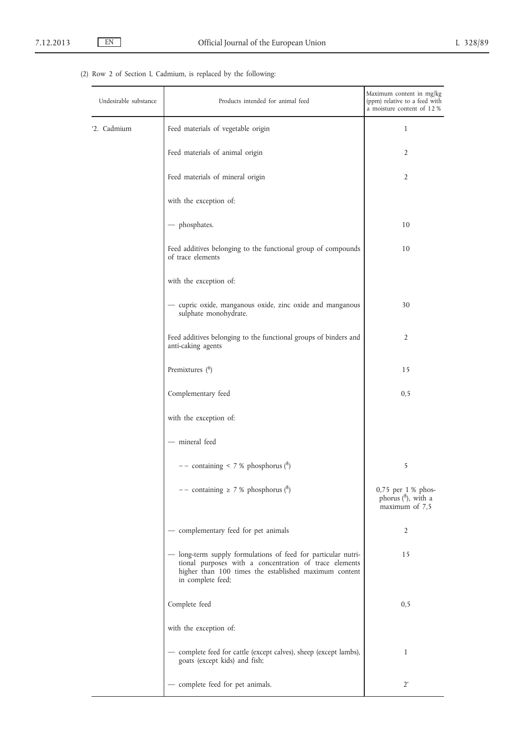(2) Row 2 of Section I, Cadmium, is replaced by the following:

| Undesirable substance | Products intended for animal feed | Maximum content in mg/kg (ppm) relative to a feed with a moisture content of 12 % |
|---|---|---|
| '2. Cadmium | Feed materials of vegetable origin | 1 |
| | Feed materials of animal origin | 2 |
| | Feed materials of mineral origin | 2 |
| | with the exception of: | |
| | — phosphates. | 10 |
| | Feed additives belonging to the functional group of compounds of trace elements | 10 |
| | with the exception of: | |
| | — cupric oxide, manganous oxide, zinc oxide and manganous sulphate monohydrate. | 30 |
| | Feed additives belonging to the functional groups of binders and anti-caking agents | 2 |
| | Premixtures ([6]) | 15 |
| | Complementary feed | 0,5 |
| | with the exception of: | |
| | — mineral feed | |
| | – – containing < 7 % phosphorus ([8]) | 5 |
| | – – containing ≥ 7 % phosphorus ([8]) | 0,75 per 1 % phosphorus ([8]), with a maximum of 7,5 |
| | — complementary feed for pet animals | 2 |
| | — long-term supply formulations of feed for particular nutritional purposes with a concentration of trace elements higher than 100 times the established maximum content in complete feed; | 15 |
| | Complete feed | 0,5 |
| | with the exception of: | |
| | — complete feed for cattle (except calves), sheep (except lambs), goats (except kids) and fish; | 1 |
| | — complete feed for pet animals. | 2' |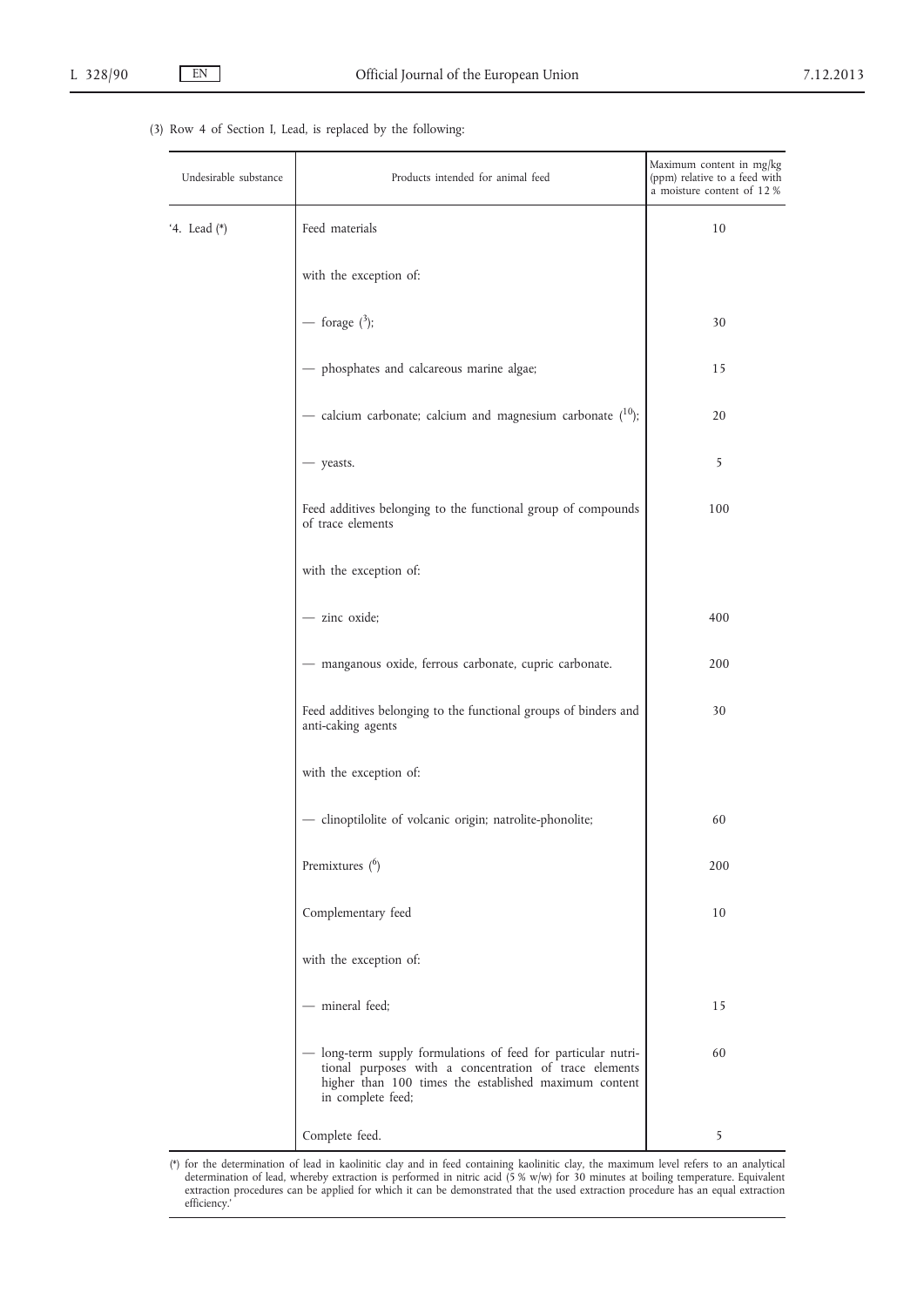(3) Row 4 of Section I, Lead, is replaced by the following:

| Undesirable substance | Products intended for animal feed | Maximum content in mg/kg (ppm) relative to a feed with a moisture content of 12 % |
|---|---|---|
| '4. Lead (*) | Feed materials | 10 |
| | with the exception of: | |
| | — forage ([3]); | 30 |
| | — phosphates and calcareous marine algae; | 15 |
| | — calcium carbonate; calcium and magnesium carbonate ([10]); | 20 |
| | — yeasts. | 5 |
| | Feed additives belonging to the functional group of compounds of trace elements | 100 |
| | with the exception of: | |
| | — zinc oxide; | 400 |
| | — manganous oxide, ferrous carbonate, cupric carbonate. | 200 |
| | Feed additives belonging to the functional groups of binders and anti-caking agents | 30 |
| | with the exception of: | |
| | — clinoptilolite of volcanic origin; natrolite-phonolite; | 60 |
| | Premixtures ([6]) | 200 |
| | Complementary feed | 10 |
| | with the exception of: | |
| | — mineral feed; | 15 |
| | — long-term supply formulations of feed for particular nutritional purposes with a concentration of trace elements higher than 100 times the established maximum content in complete feed; | 60 |
| | Complete feed. | 5 |

(*) for the determination of lead in kaolinitic clay and in feed containing kaolinitic clay, the maximum level refers to an analytical determination of lead, whereby extraction is performed in nitric acid (5 % w/w) for 30 minutes at boiling temperature. Equivalent extraction procedures can be applied for which it can be demonstrated that the used extraction procedure has an equal extraction efficiency.'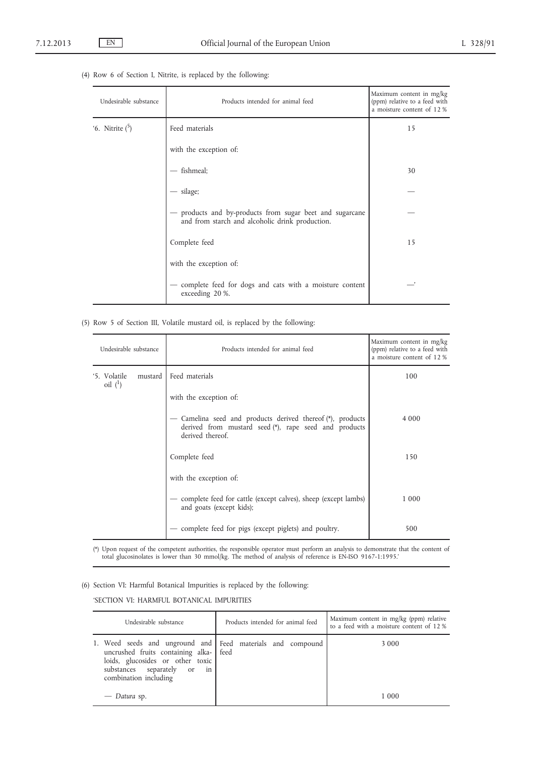(4) Row 6 of Section I, Nitrite, is replaced by the following:

| Undesirable substance | Products intended for animal feed | Maximum content in mg/kg (ppm) relative to a feed with a moisture content of 12 % |
|---|---|---|
| '6. Nitrite (5) | Feed materials | 15 |
| | with the exception of: | |
| | — fishmeal; | 30 |
| | — silage; | — |
| | — products and by-products from sugar beet and sugarcane and from starch and alcoholic drink production. | — |
| | Complete feed | 15 |
| | with the exception of: | |
| | — complete feed for dogs and cats with a moisture content exceeding 20 %. | —' |

(5) Row 5 of Section III, Volatile mustard oil, is replaced by the following:

| Undesirable substance | Products intended for animal feed | Maximum content in mg/kg (ppm) relative to a feed with a moisture content of 12 % |
|---|---|---|
| '5. Volatile mustard oil (1) | Feed materials | 100 |
| | with the exception of: | |
| | — Camelina seed and products derived thereof (*), products derived from mustard seed (*), rape seed and products derived thereof. | 4 000 |
| | Complete feed | 150 |
| | with the exception of: | |
| | — complete feed for cattle (except calves), sheep (except lambs) and goats (except kids); | 1 000 |
| | — complete feed for pigs (except piglets) and poultry. | 500 |

(*) Upon request of the competent authorities, the responsible operator must perform an analysis to demonstrate that the content of total glucosinolates is lower than 30 mmol/kg. The method of analysis of reference is EN-ISO 9167-1:1995.'

(6) Section VI: Harmful Botanical Impurities is replaced by the following:

'SECTION VI: HARMFUL BOTANICAL IMPURITIES

| Undesirable substance | Products intended for animal feed | Maximum content in mg/kg (ppm) relative to a feed with a moisture content of 12 % |
|---|---|---|
| 1. Weed seeds and unground and uncrushed fruits containing alkaloids, glucosides or other toxic substances separately or in combination including | Feed materials and compound feed | 3 000 |
| — *Datura* sp. | | 1 000 |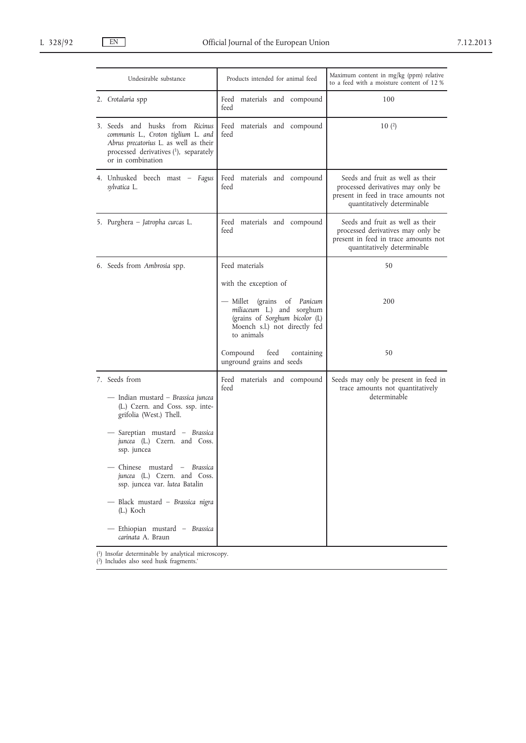| Undesirable substance | Products intended for animal feed | Maximum content in mg/kg (ppm) relative to a feed with a moisture content of 12 % |
|---|---|---|
| 2. *Crotalaria* spp | Feed materials and compound feed | 100 |
| 3. Seeds and husks from *Ricinus communis* L., *Croton tiglium* L. and *Abrus precatorius* L. as well as their processed derivatives [1], separately or in combination | Feed materials and compound feed | 10 [2] |
| 4. Unhusked beech mast — *Fagus sylvatica* L. | Feed materials and compound feed | Seeds and fruit as well as their processed derivatives may only be present in feed in trace amounts not quantitatively determinable |
| 5. Purghera — *Jatropha curcas* L. | Feed materials and compound feed | Seeds and fruit as well as their processed derivatives may only be present in feed in trace amounts not quantitatively determinable |
| 6. Seeds from *Ambrosia* spp. | Feed materials | 50 |
| | with the exception of | |
| | — Millet (grains of *Panicum miliaceum* L.) and sorghum (grains of *Sorghum bicolor* (L) Moench s.l.) not directly fed to animals | 200 |
| | Compound feed containing unground grains and seeds | 50 |
| 7. Seeds from<br>— Indian mustard — *Brassica juncea* (L.) Czern. and Coss. ssp. integrifolia (West.) Thell.<br>— Sareptian mustard — *Brassica juncea* (L.) Czern. and Coss. ssp. juncea<br>— Chinese mustard — *Brassica juncea* (L.) Czern. and Coss. ssp. juncea var. *lutea* Batalin<br>— Black mustard — *Brassica nigra* (L.) Koch<br>— Ethiopian mustard — *Brassica carinata* A. Braun | Feed materials and compound feed | Seeds may only be present in feed in trace amounts not quantitatively determinable |

[1] Insofar determinable by analytical microscopy.
[2] Includes also seed husk fragments.'